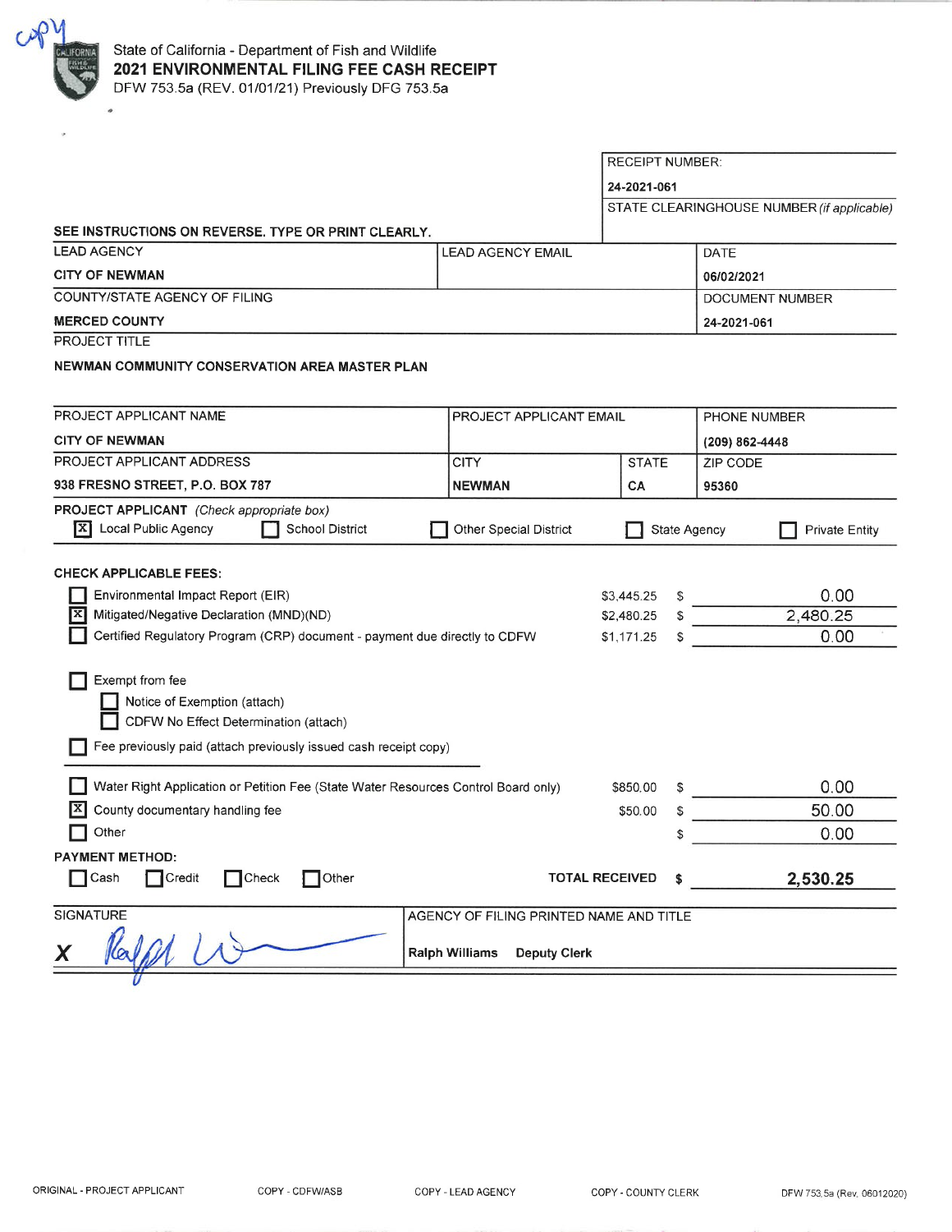copy

State of California - Department of Fish and Wildlife

**2021 ENVIRONMENTAL FILING FEE CASH RECEIPT**

DFW 753.5a (REV. 01/01/21) Previously DFG 753.5a

| RECEIPT NUMBER: |
|---|
| **24-2021-061** |
| STATE CLEARINGHOUSE NUMBER *(if applicable)* |
| |

SEE INSTRUCTIONS ON REVERSE. TYPE OR PRINT CLEARLY.

| LEAD AGENCY | LEAD AGENCY EMAIL | DATE |
|---|---|---|
| **CITY OF NEWMAN** | | **06/02/2021** |
| COUNTY/STATE AGENCY OF FILING | | DOCUMENT NUMBER |
| **MERCED COUNTY** | | **24-2021-061** |

PROJECT TITLE

**NEWMAN COMMUNITY CONSERVATION AREA MASTER PLAN**

| PROJECT APPLICANT NAME | PROJECT APPLICANT EMAIL | | PHONE NUMBER |
|---|---|---|---|
| **CITY OF NEWMAN** | | | **(209) 862-4448** |
| PROJECT APPLICANT ADDRESS | CITY | STATE | ZIP CODE |
| **938 FRESNO STREET, P.O. BOX 787** | **NEWMAN** | **CA** | **95360** |

**PROJECT APPLICANT** *(Check appropriate box)*

- [X] Local Public Agency
- [ ] School District
- [ ] Other Special District
- [ ] State Agency
- [ ] Private Entity

**CHECK APPLICABLE FEES:**

| | Fee | | Amount |
|---|---|---|---|
| [ ] Environmental Impact Report (EIR) | $3,445.25 | $ | 0.00 |
| [X] Mitigated/Negative Declaration (MND)(ND) | $2,480.25 | $ | 2,480.25 |
| [ ] Certified Regulatory Program (CRP) document - payment due directly to CDFW | $1,171.25 | $ | 0.00 |

- [ ] Exempt from fee
  - [ ] Notice of Exemption (attach)
  - [ ] CDFW No Effect Determination (attach)
- [ ] Fee previously paid (attach previously issued cash receipt copy)

| | Fee | | Amount |
|---|---|---|---|
| [ ] Water Right Application or Petition Fee (State Water Resources Control Board only) | $850.00 | $ | 0.00 |
| [X] County documentary handling fee | $50.00 | $ | 50.00 |
| [ ] Other | | $ | 0.00 |

**PAYMENT METHOD:**

- [ ] Cash
- [ ] Credit
- [ ] Check
- [ ] Other

**TOTAL RECEIVED $ 2,530.25**

| SIGNATURE | AGENCY OF FILING PRINTED NAME AND TITLE |
|---|---|
| X *Ralph W* | **Ralph Williams Deputy Clerk** |

ORIGINAL - PROJECT APPLICANT    COPY - CDFW/ASB    COPY - LEAD AGENCY    COPY - COUNTY CLERK    DFW 753.5a (Rev. 06012020)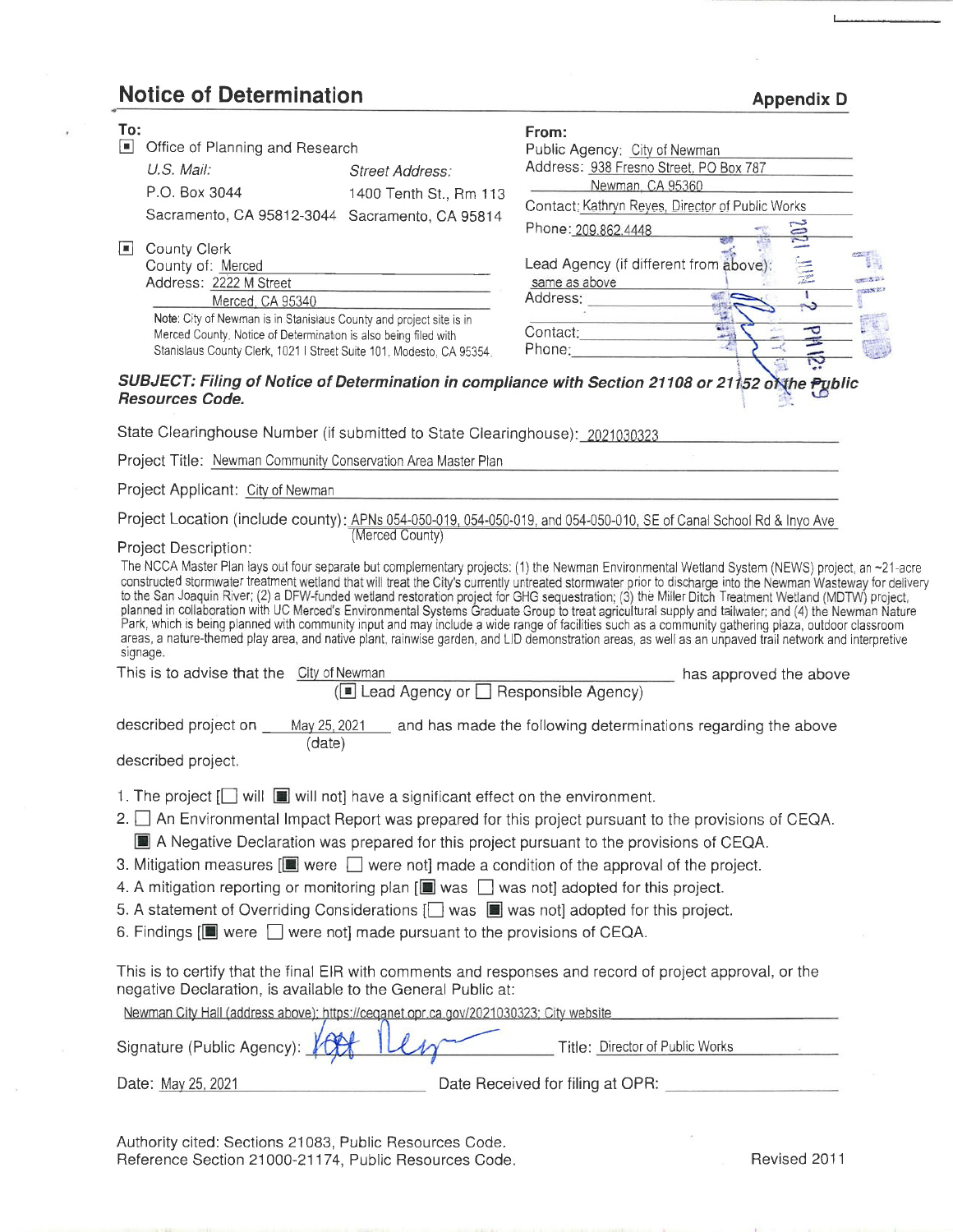# Notice of Determination

**Appendix D**

**To:**

- [■] Office of Planning and Research

  *U.S. Mail:*
  P.O. Box 3044
  Sacramento, CA 95812-3044

  *Street Address:*
  1400 Tenth St., Rm 113
  Sacramento, CA 95814

- [■] County Clerk
  County of: Merced
  Address: 2222 M Street
  Merced, CA 95340

  Note: City of Newman is in Stanislaus County and project site is in Merced County. Notice of Determination is also being filed with Stanislaus County Clerk, 1021 I Street Suite 101, Modesto, CA 95354.

**From:**

Public Agency: City of Newman
Address: 938 Fresno Street, PO Box 787
Newman, CA 95360
Contact: Kathryn Reyes, Director of Public Works
Phone: 209.862.4448

Lead Agency (if different from above): same as above
Address:
Contact:
Phone:

***SUBJECT: Filing of Notice of Determination in compliance with Section 21108 or 21152 of the Public Resources Code.***

State Clearinghouse Number (if submitted to State Clearinghouse): 2021030323

Project Title: Newman Community Conservation Area Master Plan

Project Applicant: City of Newman

Project Location (include county): APNs 054-050-019, 054-050-019, and 054-050-010, SE of Canal School Rd & Inyo Ave (Merced County)

Project Description:

The NCCA Master Plan lays out four separate but complementary projects: (1) the Newman Environmental Wetland System (NEWS) project, an ~21-acre constructed stormwater treatment wetland that will treat the City's currently untreated stormwater prior to discharge into the Newman Wasteway for delivery to the San Joaquin River; (2) a DFW-funded wetland restoration project for GHG sequestration; (3) the Miller Ditch Treatment Wetland (MDTW) project, planned in collaboration with UC Merced's Environmental Systems Graduate Group to treat agricultural supply and tailwater; and (4) the Newman Nature Park, which is being planned with community input and may include a wide range of facilities such as a community gathering plaza, outdoor classroom areas, a nature-themed play area, and native plant, rainwise garden, and LID demonstration areas, as well as an unpaved trail network and interpretive signage.

This is to advise that the City of Newman ([■] Lead Agency or [ ] Responsible Agency) has approved the above described project on May 25, 2021 (date) and has made the following determinations regarding the above described project.

1. The project [ ] will [■] will not] have a significant effect on the environment.
2. [ ] An Environmental Impact Report was prepared for this project pursuant to the provisions of CEQA.
   [■] A Negative Declaration was prepared for this project pursuant to the provisions of CEQA.
3. Mitigation measures [■] were [ ] were not] made a condition of the approval of the project.
4. A mitigation reporting or monitoring plan [■] was [ ] was not] adopted for this project.
5. A statement of Overriding Considerations [ ] was [■] was not] adopted for this project.
6. Findings [■] were [ ] were not] made pursuant to the provisions of CEQA.

This is to certify that the final EIR with comments and responses and record of project approval, or the negative Declaration, is available to the General Public at:

Newman City Hall (address above); https://ceqanet.opr.ca.gov/2021030323; City website

Signature (Public Agency): [signature] Title: Director of Public Works

Date: May 25, 2021 Date Received for filing at OPR: ____________

Authority cited: Sections 21083, Public Resources Code.
Reference Section 21000-21174, Public Resources Code.

Revised 2011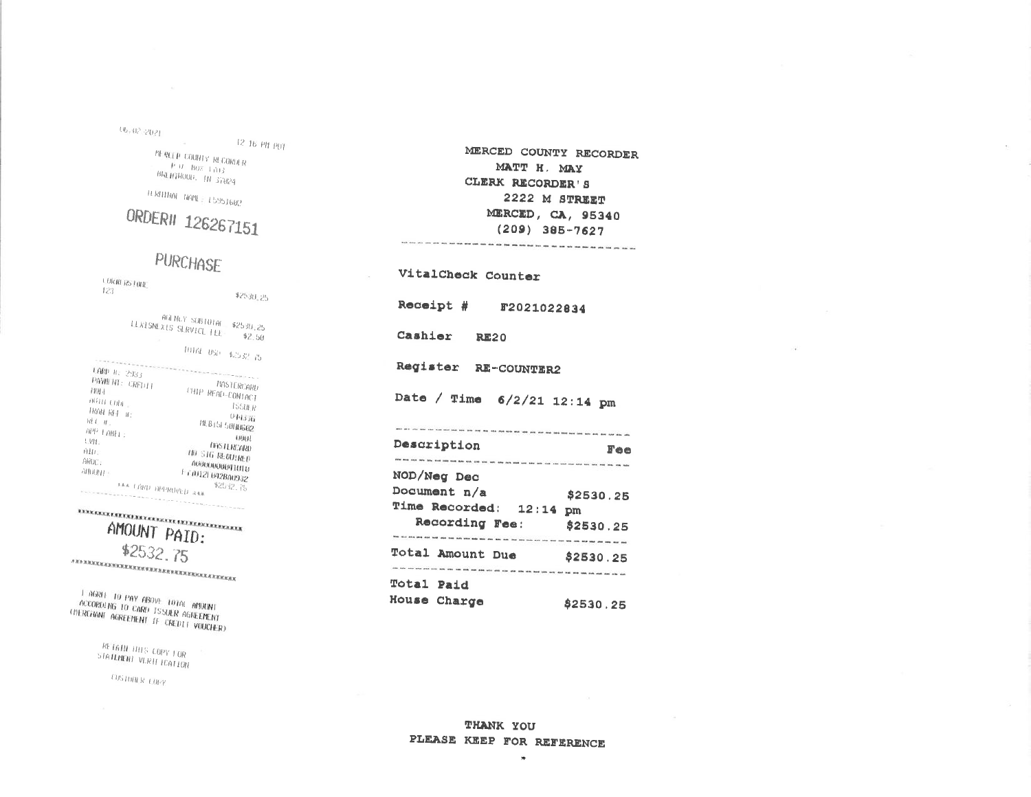06/02/2021

12:16 PM PDT

MERCED COUNTY RECORDER
P.O. BOX 1103
BRENTWOOD, TN 37024

TERMINAL NAME: L5951602

## ORDER# 126267151

## PURCHASE

| | |
|---|---|
| LOCATION/ID: 123 | $2530.25 |
| AGENCY SUBTOTAL | $2530.25 |
| LEXISNEXIS SERVICE FEE | $2.50 |
| TOTAL USD: | $2532.75 |

| | |
|---|---|
| CARD #: 2933 | |
| PAYMENT: CREDIT | MASTERCARD |
| MODE: | CHIP READ-CONTACT |
| AUTH CODE: | ISSUER |
| TRAN REF #: | 014336 |
| REF #: | MLB15L5000602 |
| APP LABEL: | 0001 |
| CVM: | MASTERCARD |
| AID: | NO SIG REQUIRED |
| ARQC: | A0000000041010 |
| AMOUNT: | F60121042800932 |
| | $2532.75 |

*** CARD APPROVED ***

**AMOUNT PAID:**

**$2532.75**

I AGREE TO PAY ABOVE TOTAL AMOUNT ACCORDING TO CARD ISSUER AGREEMENT (MERCHANT AGREEMENT IF CREDIT VOUCHER)

RETAIN THIS COPY FOR STATEMENT VERIFICATION

CUSTOMER COPY

---

**MERCED COUNTY RECORDER**
**MATT H. MAY**
**CLERK RECORDER'S**
**2222 M STREET**
**MERCED, CA, 95340**
**(209) 385-7627**

**VitalCheck Counter**

**Receipt #** **F2021022834**

**Cashier** **RE20**

**Register** **RE-COUNTER2**

**Date / Time** **6/2/21 12:14 pm**

| Description | Fee |
|---|---|
| NOD/Neg Dec | |
| Document n/a | $2530.25 |
| Time Recorded: 12:14 pm | |
| Recording Fee: | $2530.25 |
| Total Amount Due | $2530.25 |
| Total Paid | |
| House Charge | $2530.25 |

**THANK YOU**
**PLEASE KEEP FOR REFERENCE**